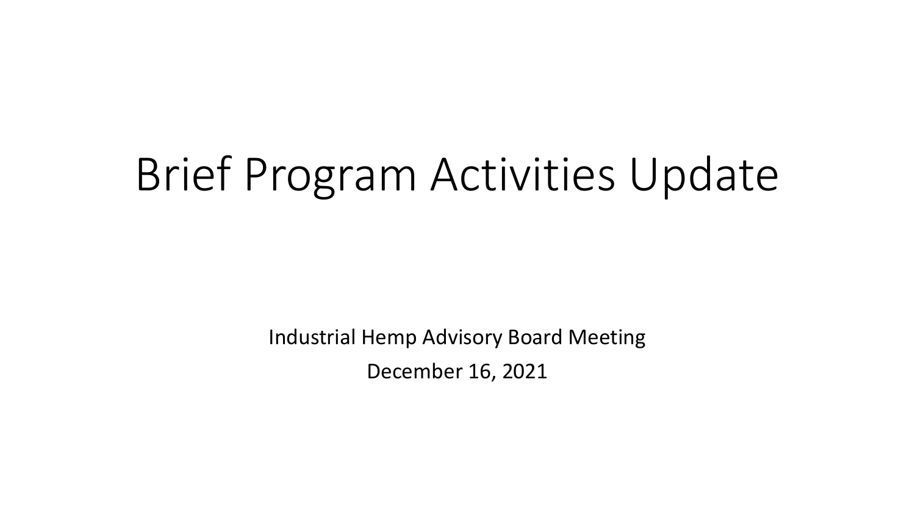# Brief Program Activities Update

Industrial Hemp Advisory Board Meeting

December 16, 2021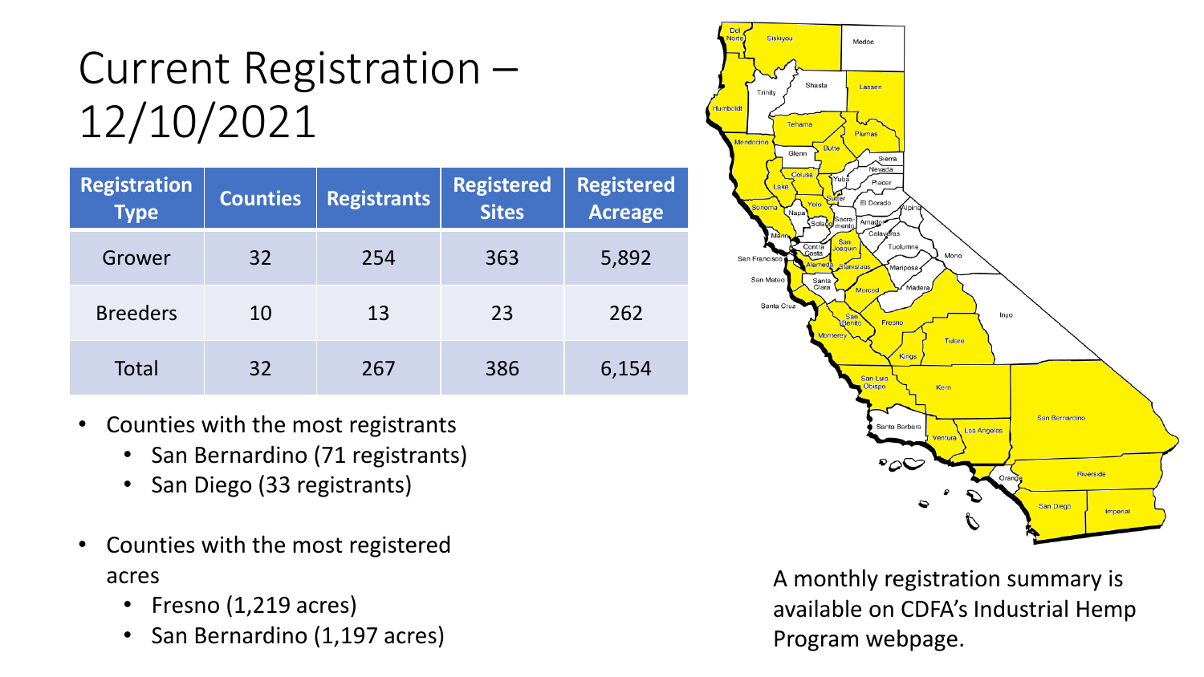# Current Registration – 12/10/2021

| Registration Type | Counties | Registrants | Registered Sites | Registered Acreage |
|---|---|---|---|---|
| Grower | 32 | 254 | 363 | 5,892 |
| Breeders | 10 | 13 | 23 | 262 |
| Total | 32 | 267 | 386 | 6,154 |

- Counties with the most registrants
  - San Bernardino (71 registrants)
  - San Diego (33 registrants)
- Counties with the most registered acres
  - Fresno (1,219 acres)
  - San Bernardino (1,197 acres)

A monthly registration summary is available on CDFA's Industrial Hemp Program webpage.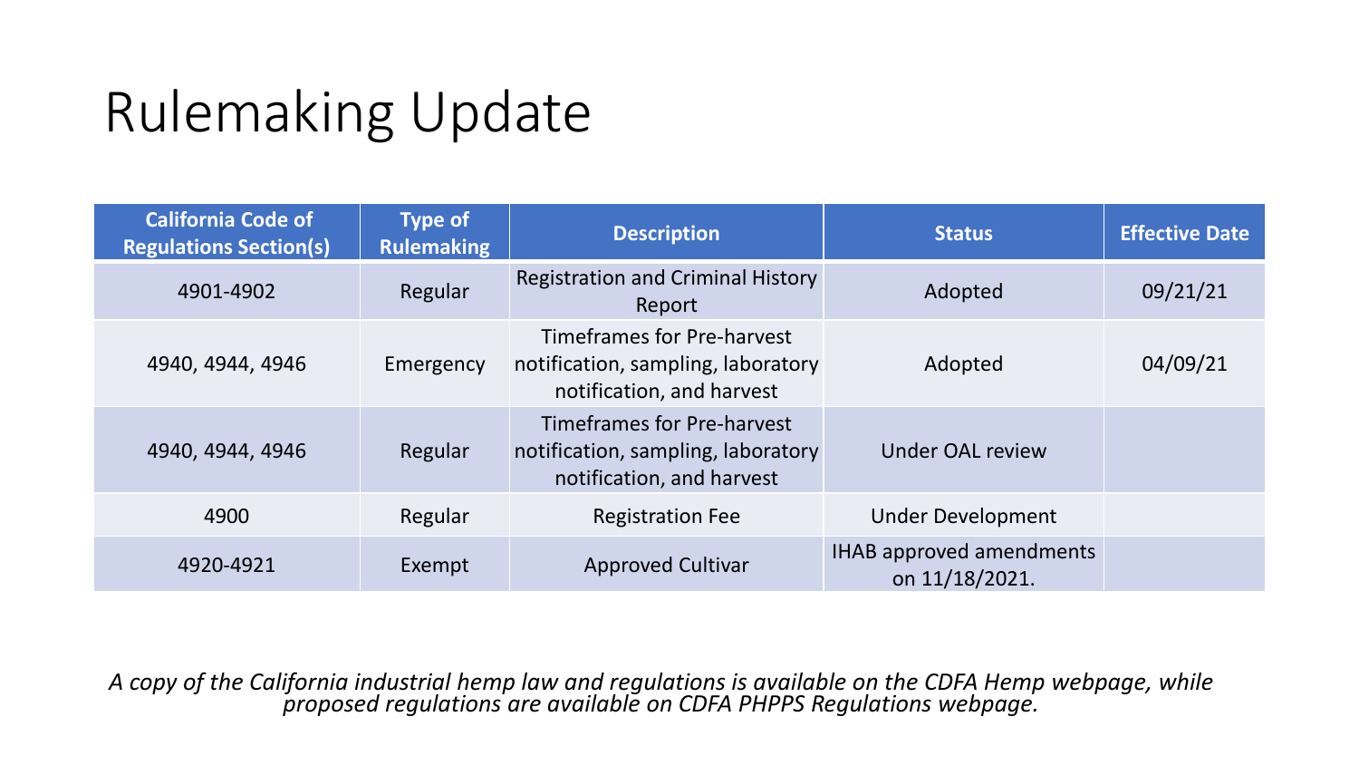# Rulemaking Update

| California Code of Regulations Section(s) | Type of Rulemaking | Description | Status | Effective Date |
|---|---|---|---|---|
| 4901-4902 | Regular | Registration and Criminal History Report | Adopted | 09/21/21 |
| 4940, 4944, 4946 | Emergency | Timeframes for Pre-harvest notification, sampling, laboratory notification, and harvest | Adopted | 04/09/21 |
| 4940, 4944, 4946 | Regular | Timeframes for Pre-harvest notification, sampling, laboratory notification, and harvest | Under OAL review | |
| 4900 | Regular | Registration Fee | Under Development | |
| 4920-4921 | Exempt | Approved Cultivar | IHAB approved amendments on 11/18/2021. | |

*A copy of the California industrial hemp law and regulations is available on the CDFA Hemp webpage, while proposed regulations are available on CDFA PHPPS Regulations webpage.*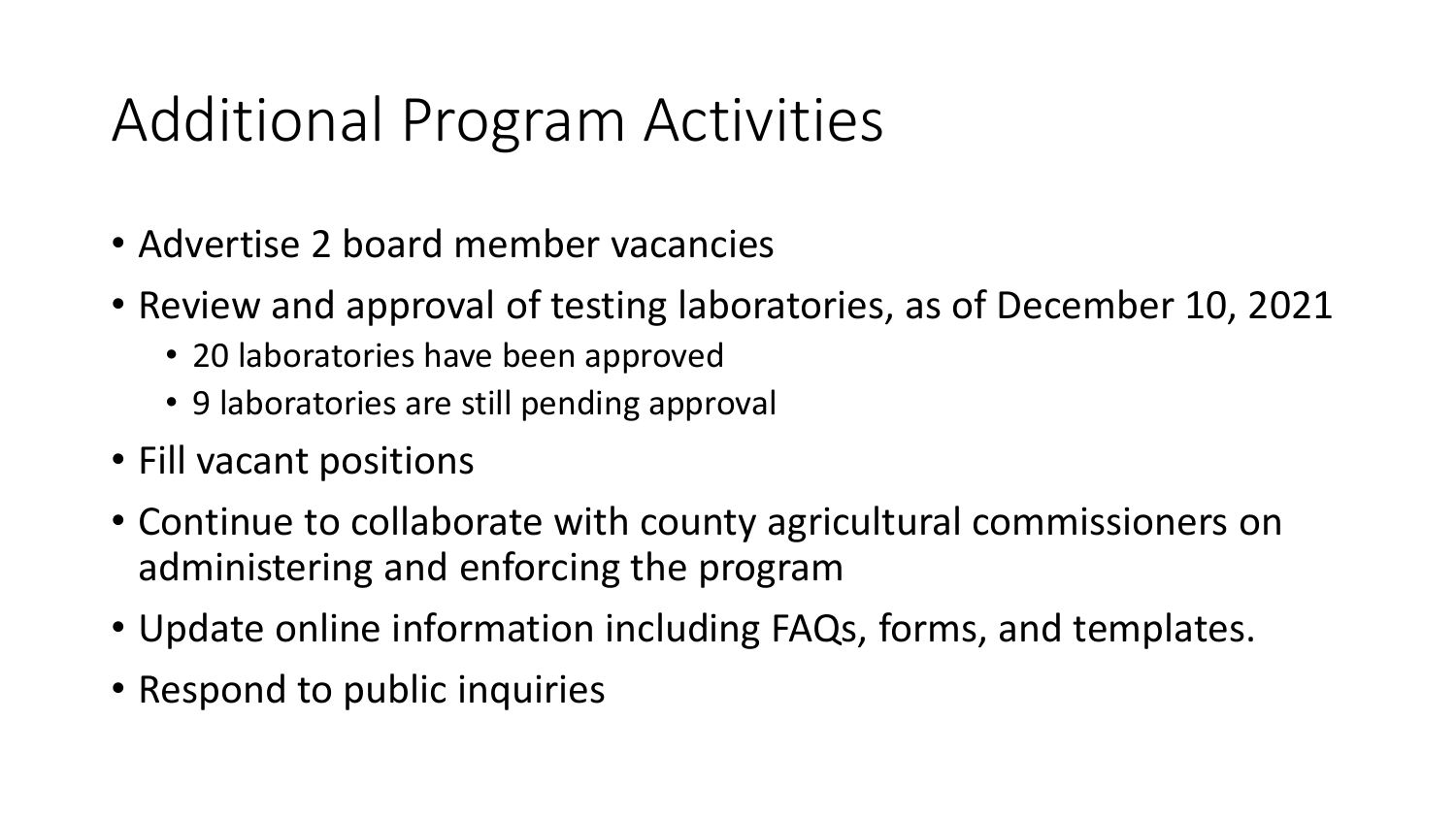# Additional Program Activities

- Advertise 2 board member vacancies
- Review and approval of testing laboratories, as of December 10, 2021
  - 20 laboratories have been approved
  - 9 laboratories are still pending approval
- Fill vacant positions
- Continue to collaborate with county agricultural commissioners on administering and enforcing the program
- Update online information including FAQs, forms, and templates.
- Respond to public inquiries